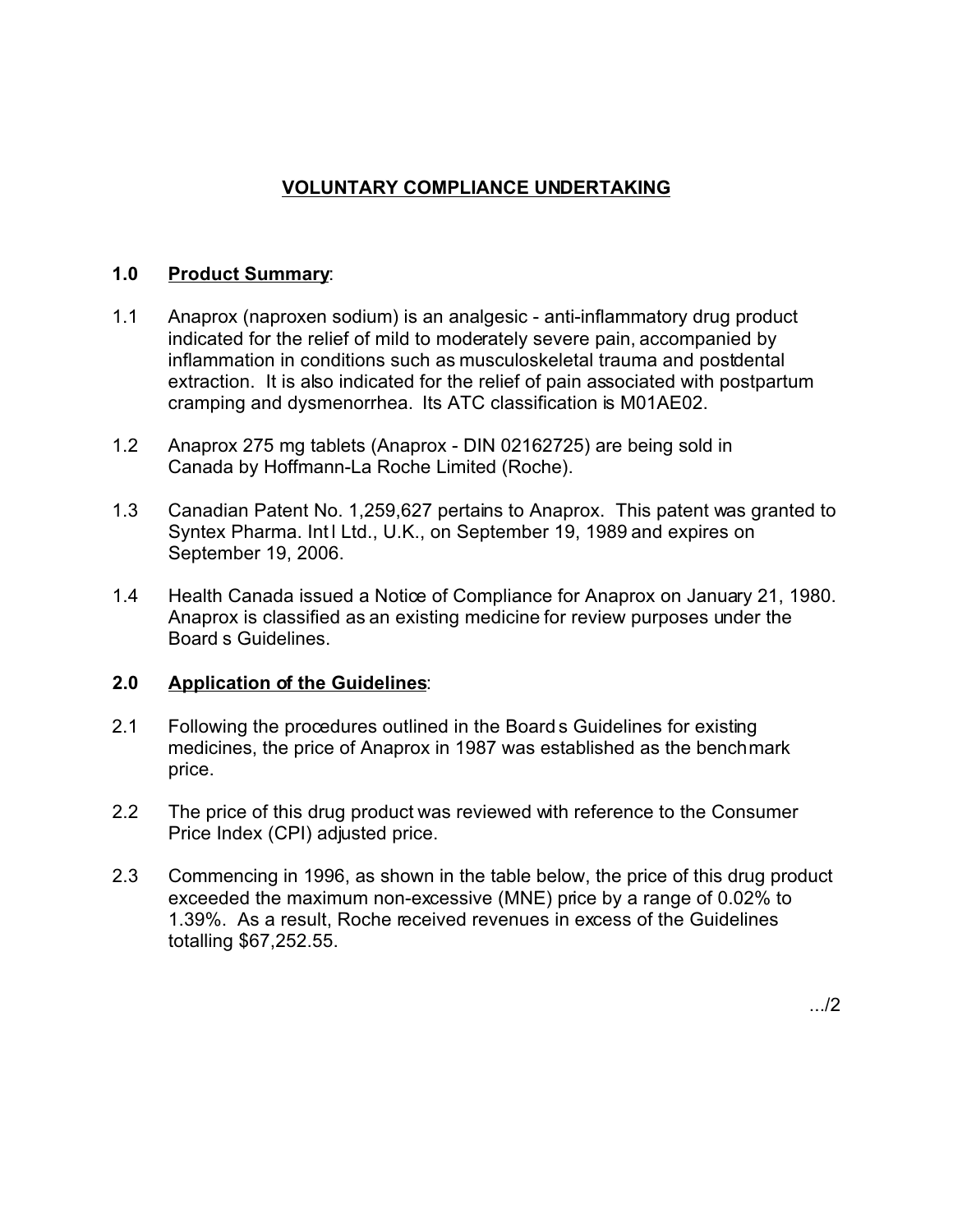# VOLUNTARY COMPLIANCE UNDERTAKING

## 1.0 Product Summary:

1.1 Anaprox (naproxen sodium) is an analgesic - anti-inflammatory drug product indicated for the relief of mild to moderately severe pain, accompanied by inflammation in conditions such as musculoskeletal trauma and postdental extraction. It is also indicated for the relief of pain associated with postpartum cramping and dysmenorrhea. Its ATC classification is M01AE02.

1.2 Anaprox 275 mg tablets (Anaprox - DIN 02162725) are being sold in Canada by Hoffmann-La Roche Limited (Roche).

1.3 Canadian Patent No. 1,259,627 pertains to Anaprox. This patent was granted to Syntex Pharma. Intl Ltd., U.K., on September 19, 1989 and expires on September 19, 2006.

1.4 Health Canada issued a Notice of Compliance for Anaprox on January 21, 1980. Anaprox is classified as an existing medicine for review purposes under the Board s Guidelines.

## 2.0 Application of the Guidelines:

2.1 Following the procedures outlined in the Board s Guidelines for existing medicines, the price of Anaprox in 1987 was established as the benchmark price.

2.2 The price of this drug product was reviewed with reference to the Consumer Price Index (CPI) adjusted price.

2.3 Commencing in 1996, as shown in the table below, the price of this drug product exceeded the maximum non-excessive (MNE) price by a range of 0.02% to 1.39%. As a result, Roche received revenues in excess of the Guidelines totalling $67,252.55.

.../2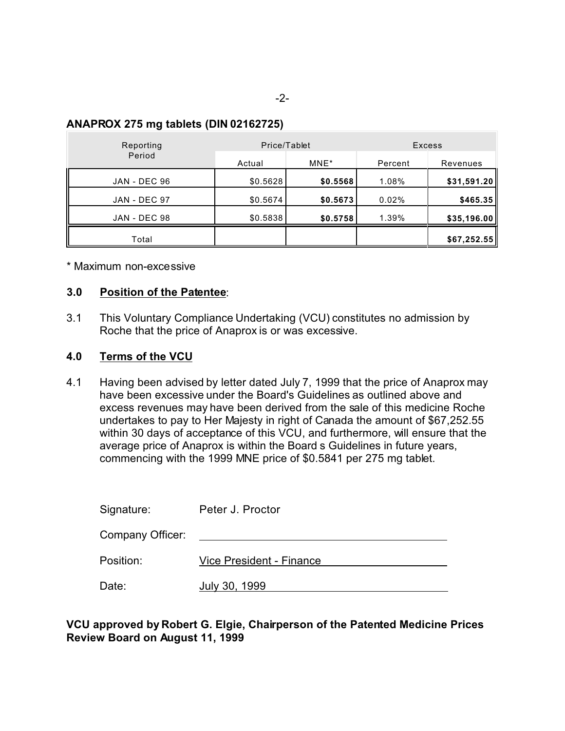**ANAPROX 275 mg tablets (DIN 02162725)**

| Reporting Period | Price/Tablet | | Excess | |
|---|---|---|---|---|
| | Actual | MNE* | Percent | Revenues |
| JAN - DEC 96 | $0.5628 | **$0.5568** | 1.08% | **$31,591.20** |
| JAN - DEC 97 | $0.5674 | **$0.5673** | 0.02% | **$465.35** |
| JAN - DEC 98 | $0.5838 | **$0.5758** | 1.39% | **$35,196.00** |
| Total | | | | **$67,252.55** |

* Maximum non-excessive

### 3.0 Position of the Patentee:

3.1 This Voluntary Compliance Undertaking (VCU) constitutes no admission by Roche that the price of Anaprox is or was excessive.

### 4.0 Terms of the VCU

4.1 Having been advised by letter dated July 7, 1999 that the price of Anaprox may have been excessive under the Board's Guidelines as outlined above and excess revenues may have been derived from the sale of this medicine Roche undertakes to pay to Her Majesty in right of Canada the amount of $67,252.55 within 30 days of acceptance of this VCU, and furthermore, will ensure that the average price of Anaprox is within the Board s Guidelines in future years, commencing with the 1999 MNE price of $0.5841 per 275 mg tablet.

Signature: Peter J. Proctor

Company Officer: ______________________

Position: Vice President - Finance

Date: July 30, 1999

**VCU approved by Robert G. Elgie, Chairperson of the Patented Medicine Prices Review Board on August 11, 1999**